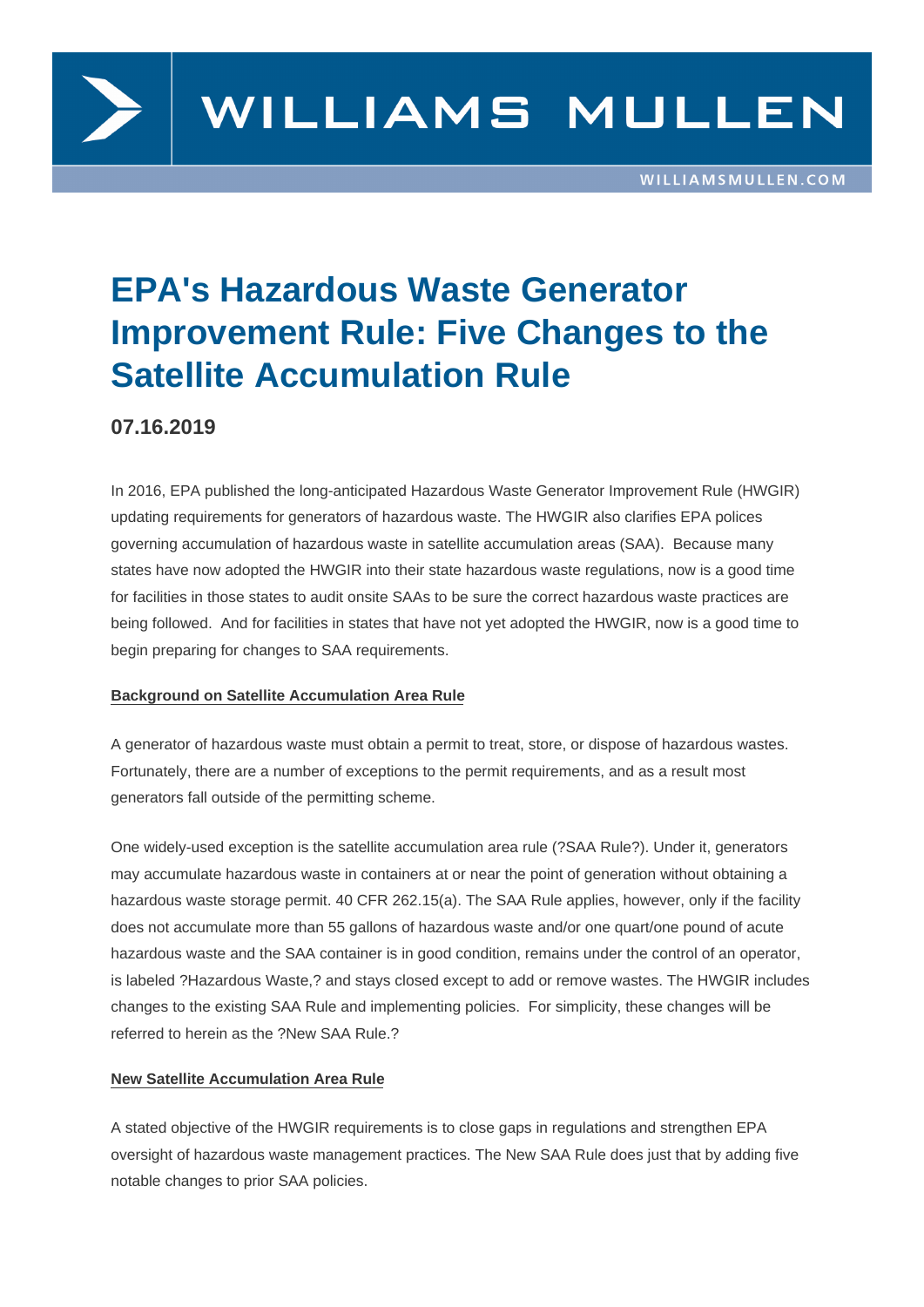# EPA's Hazardous Waste Generator Improvement Rule: Five Changes to the Satellite Accumulation Rule

**07.16.2019**

In 2016, EPA published the long-anticipated Hazardous Waste Generator Improvement Rule (HWGIR) updating requirements for generators of hazardous waste. The HWGIR also clarifies EPA polices governing accumulation of hazardous waste in satellite accumulation areas (SAA). Because many states have now adopted the HWGIR into their state hazardous waste regulations, now is a good time for facilities in those states to audit onsite SAAs to be sure the correct hazardous waste practices are being followed. And for facilities in states that have not yet adopted the HWGIR, now is a good time to begin preparing for changes to SAA requirements.

**Background on Satellite Accumulation Area Rule**

A generator of hazardous waste must obtain a permit to treat, store, or dispose of hazardous wastes. Fortunately, there are a number of exceptions to the permit requirements, and as a result most generators fall outside of the permitting scheme.

One widely-used exception is the satellite accumulation area rule (?SAA Rule?). Under it, generators may accumulate hazardous waste in containers at or near the point of generation without obtaining a hazardous waste storage permit. 40 CFR 262.15(a). The SAA Rule applies, however, only if the facility does not accumulate more than 55 gallons of hazardous waste and/or one quart/one pound of acute hazardous waste and the SAA container is in good condition, remains under the control of an operator, is labeled ?Hazardous Waste,? and stays closed except to add or remove wastes. The HWGIR includes changes to the existing SAA Rule and implementing policies. For simplicity, these changes will be referred to herein as the ?New SAA Rule.?

**New Satellite Accumulation Area Rule**

A stated objective of the HWGIR requirements is to close gaps in regulations and strengthen EPA oversight of hazardous waste management practices. The New SAA Rule does just that by adding five notable changes to prior SAA policies.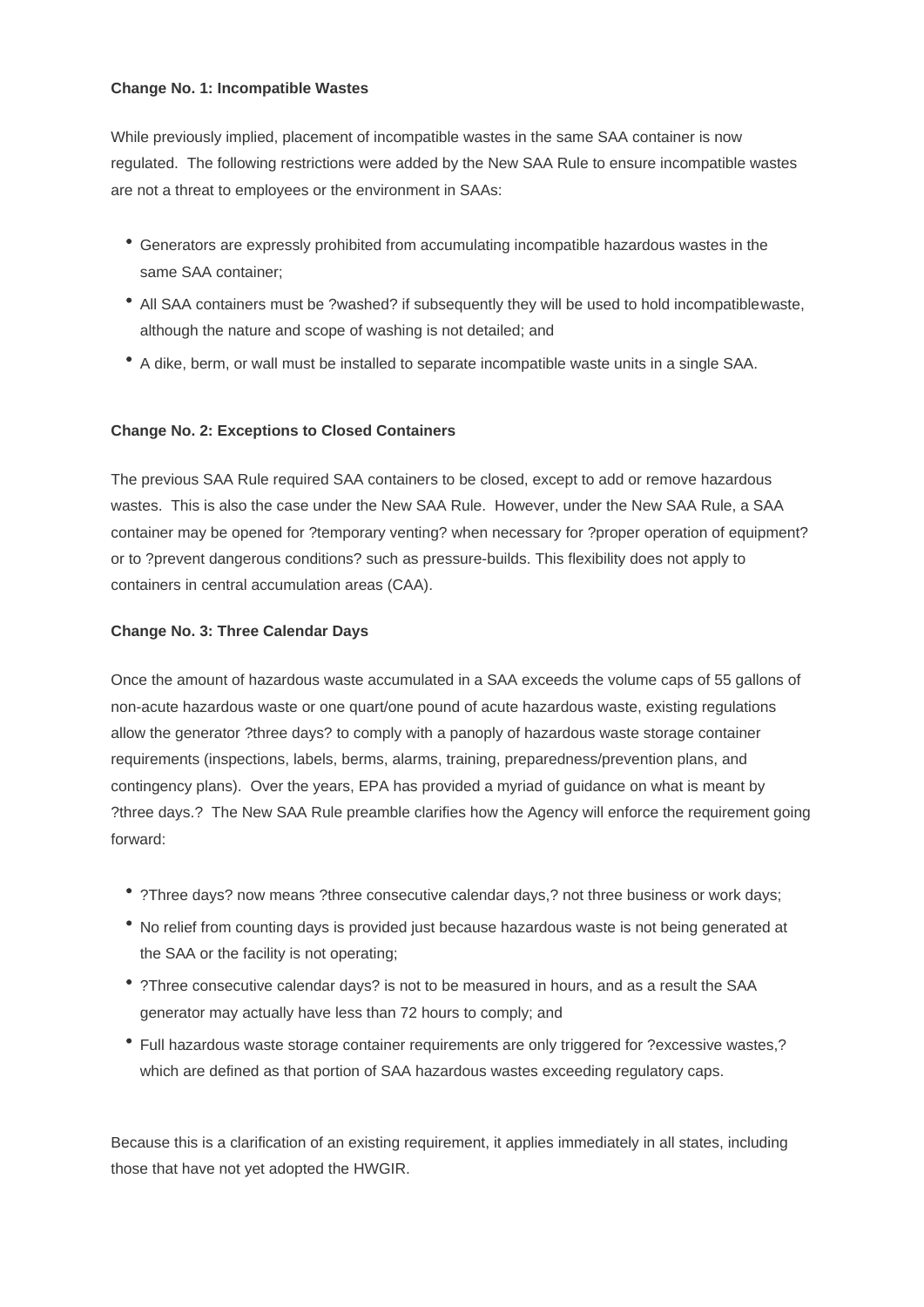**Change No. 1: Incompatible Wastes**

While previously implied, placement of incompatible wastes in the same SAA container is now regulated. The following restrictions were added by the New SAA Rule to ensure incompatible wastes are not a threat to employees or the environment in SAAs:

- Generators are expressly prohibited from accumulating incompatible hazardous wastes in the same SAA container;
- All SAA containers must be ?washed? if subsequently they will be used to hold incompatiblewaste, although the nature and scope of washing is not detailed; and
- A dike, berm, or wall must be installed to separate incompatible waste units in a single SAA.

**Change No. 2: Exceptions to Closed Containers**

The previous SAA Rule required SAA containers to be closed, except to add or remove hazardous wastes. This is also the case under the New SAA Rule. However, under the New SAA Rule, a SAA container may be opened for ?temporary venting? when necessary for ?proper operation of equipment? or to ?prevent dangerous conditions? such as pressure-builds. This flexibility does not apply to containers in central accumulation areas (CAA).

**Change No. 3: Three Calendar Days**

Once the amount of hazardous waste accumulated in a SAA exceeds the volume caps of 55 gallons of non-acute hazardous waste or one quart/one pound of acute hazardous waste, existing regulations allow the generator ?three days? to comply with a panoply of hazardous waste storage container requirements (inspections, labels, berms, alarms, training, preparedness/prevention plans, and contingency plans). Over the years, EPA has provided a myriad of guidance on what is meant by ?three days.? The New SAA Rule preamble clarifies how the Agency will enforce the requirement going forward:

- ?Three days? now means ?three consecutive calendar days,? not three business or work days;
- No relief from counting days is provided just because hazardous waste is not being generated at the SAA or the facility is not operating;
- ?Three consecutive calendar days? is not to be measured in hours, and as a result the SAA generator may actually have less than 72 hours to comply; and
- Full hazardous waste storage container requirements are only triggered for ?excessive wastes,? which are defined as that portion of SAA hazardous wastes exceeding regulatory caps.

Because this is a clarification of an existing requirement, it applies immediately in all states, including those that have not yet adopted the HWGIR.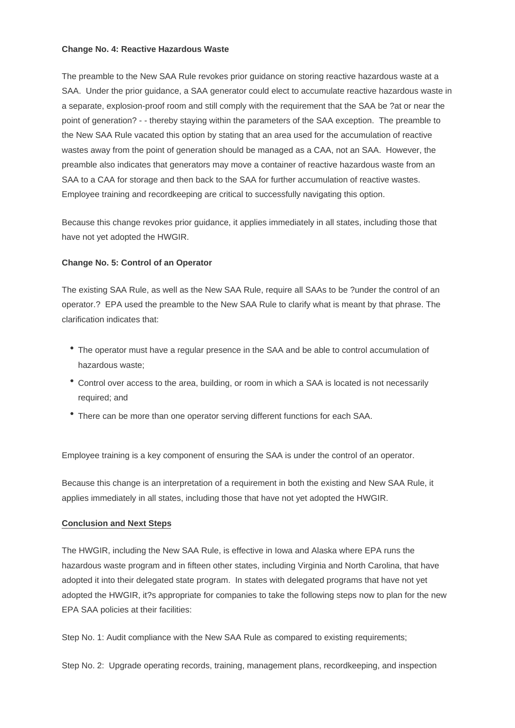**Change No. 4: Reactive Hazardous Waste**

The preamble to the New SAA Rule revokes prior guidance on storing reactive hazardous waste at a SAA. Under the prior guidance, a SAA generator could elect to accumulate reactive hazardous waste in a separate, explosion-proof room and still comply with the requirement that the SAA be ?at or near the point of generation? - - thereby staying within the parameters of the SAA exception. The preamble to the New SAA Rule vacated this option by stating that an area used for the accumulation of reactive wastes away from the point of generation should be managed as a CAA, not an SAA. However, the preamble also indicates that generators may move a container of reactive hazardous waste from an SAA to a CAA for storage and then back to the SAA for further accumulation of reactive wastes. Employee training and recordkeeping are critical to successfully navigating this option.

Because this change revokes prior guidance, it applies immediately in all states, including those that have not yet adopted the HWGIR.

**Change No. 5: Control of an Operator**

The existing SAA Rule, as well as the New SAA Rule, require all SAAs to be ?under the control of an operator.? EPA used the preamble to the New SAA Rule to clarify what is meant by that phrase. The clarification indicates that:

- The operator must have a regular presence in the SAA and be able to control accumulation of hazardous waste;
- Control over access to the area, building, or room in which a SAA is located is not necessarily required; and
- There can be more than one operator serving different functions for each SAA.

Employee training is a key component of ensuring the SAA is under the control of an operator.

Because this change is an interpretation of a requirement in both the existing and New SAA Rule, it applies immediately in all states, including those that have not yet adopted the HWGIR.

**Conclusion and Next Steps**

The HWGIR, including the New SAA Rule, is effective in Iowa and Alaska where EPA runs the hazardous waste program and in fifteen other states, including Virginia and North Carolina, that have adopted it into their delegated state program. In states with delegated programs that have not yet adopted the HWGIR, it?s appropriate for companies to take the following steps now to plan for the new EPA SAA policies at their facilities:

Step No. 1: Audit compliance with the New SAA Rule as compared to existing requirements;

Step No. 2: Upgrade operating records, training, management plans, recordkeeping, and inspection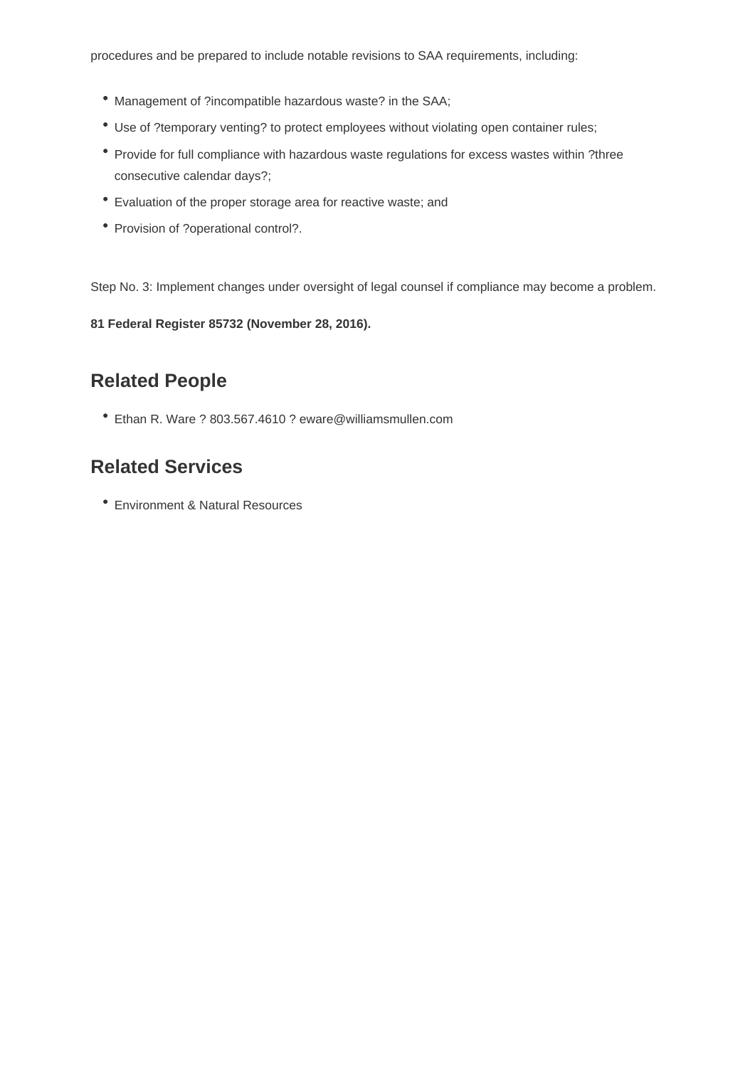procedures and be prepared to include notable revisions to SAA requirements, including:

- Management of ?incompatible hazardous waste? in the SAA;
- Use of ?temporary venting? to protect employees without violating open container rules;
- Provide for full compliance with hazardous waste regulations for excess wastes within ?three consecutive calendar days?;
- Evaluation of the proper storage area for reactive waste; and
- Provision of ?operational control?.

Step No. 3: Implement changes under oversight of legal counsel if compliance may become a problem.

**81 Federal Register 85732 (November 28, 2016).**

## Related People

- Ethan R. Ware ? 803.567.4610 ? eware@williamsmullen.com

## Related Services

- Environment & Natural Resources